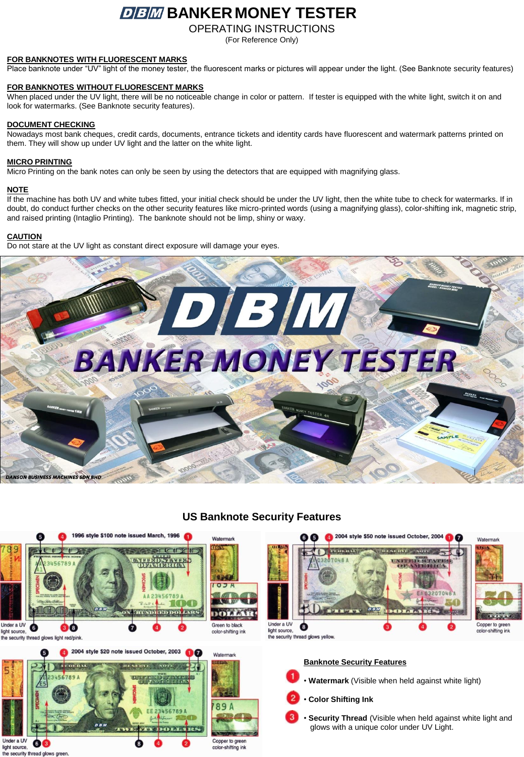# DBM BANKER MONEY TESTER

## OPERATING INSTRUCTIONS

(For Reference Only)

**FOR BANKNOTES WITH FLUORESCENT MARKS**

Place banknote under "UV" light of the money tester, the fluorescent marks or pictures will appear under the light. (See Banknote security features)

**FOR BANKNOTES WITHOUT FLUORESCENT MARKS**

When placed under the UV light, there will be no noticeable change in color or pattern. If tester is equipped with the white light, switch it on and look for watermarks. (See Banknote security features).

**DOCUMENT CHECKING**

Nowadays most bank cheques, credit cards, documents, entrance tickets and identity cards have fluorescent and watermark patterns printed on them. They will show up under UV light and the latter on the white light.

**MICRO PRINTING**

Micro Printing on the bank notes can only be seen by using the detectors that are equipped with magnifying glass.

**NOTE**

If the machine has both UV and white tubes fitted, your initial check should be under the UV light, then the white tube to check for watermarks. If in doubt, do conduct further checks on the other security features like micro-printed words (using a magnifying glass), color-shifting ink, magnetic strip, and raised printing (Intaglio Printing). The banknote should not be limp, shiny or waxy.

**CAUTION**

Do not stare at the UV light as constant direct exposure will damage your eyes.

DANSON BUSINESS MACHINES SDN BHD

## US Banknote Security Features

1996 style $100 note issued March, 1996

Under a UV light source, the security thread glows light red/pink.

Green to black color-shifting ink

2004 style $50 note issued October, 2004

Under a UV light source, the security thread glows yellow.

Copper to green color-shifting ink

2004 style $20 note issued October, 2003

Under a UV light source, the security thread glows green.

Copper to green color-shifting ink

**Banknote Security Features**

1. • **Watermark** (Visible when held against white light)
2. • **Color Shifting Ink**
3. • **Security Thread** (Visible when held against white light and glows with a unique color under UV Light.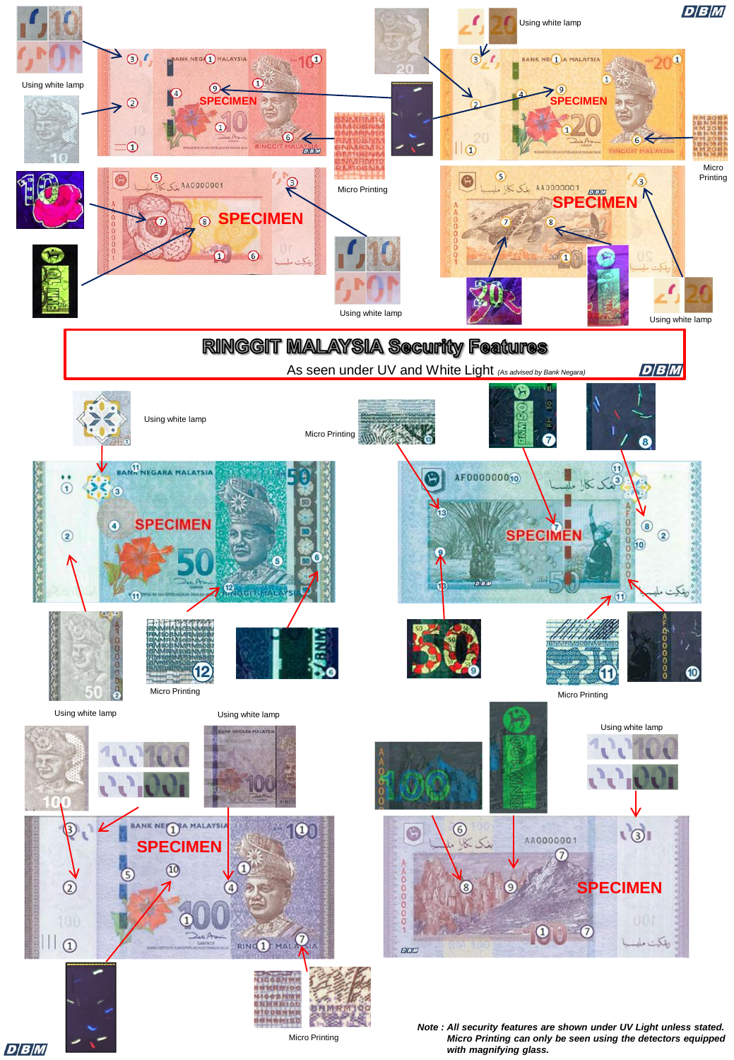# RINGGIT MALAYSIA Security Features

As seen under UV and White Light *(As advised by Bank Negara)*

Using white lamp

Micro Printing

Using white lamp

Using white lamp

Micro Printing

Using white lamp

Using white lamp

Micro Printing

Micro Printing

Using white lamp

Micro Printing

Using white lamp

Using white lamp

Using white lamp

Micro Printing

*Note : All security features are shown under UV Light unless stated. Micro Printing can only be seen using the detectors equipped with magnifying glass.*